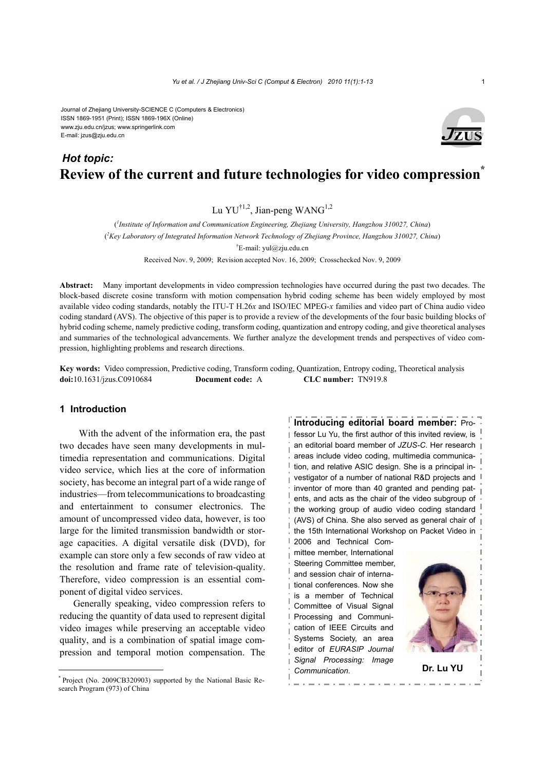Journal of Zhejiang University-SCIENCE C (Computers & Electronics)
ISSN 1869-1951 (Print); ISSN 1869-196X (Online)
www.zju.edu.cn/jzus; www.springerlink.com
E-mail: jzus@zju.edu.cn

***Hot topic:***

# Review of the current and future technologies for video compression*

Lu YU[†1,2], Jian-peng WANG[1,2]

([1]*Institute of Information and Communication Engineering, Zhejiang University, Hangzhou 310027, China*)

([2]*Key Laboratory of Integrated Information Network Technology of Zhejiang Province, Hangzhou 310027, China*)

[†]E-mail: yul@zju.edu.cn

Received Nov. 9, 2009; Revision accepted Nov. 16, 2009; Crosschecked Nov. 9, 2009

**Abstract:** Many important developments in video compression technologies have occurred during the past two decades. The block-based discrete cosine transform with motion compensation hybrid coding scheme has been widely employed by most available video coding standards, notably the ITU-T H.26*x* and ISO/IEC MPEG-*x* families and video part of China audio video coding standard (AVS). The objective of this paper is to provide a review of the developments of the four basic building blocks of hybrid coding scheme, namely predictive coding, transform coding, quantization and entropy coding, and give theoretical analyses and summaries of the technological advancements. We further analyze the development trends and perspectives of video compression, highlighting problems and research directions.

**Key words:** Video compression, Predictive coding, Transform coding, Quantization, Entropy coding, Theoretical analysis
**doi:**10.1631/jzus.C0910684 **Document code:** A **CLC number:** TN919.8

## 1 Introduction

With the advent of the information era, the past two decades have seen many developments in multimedia representation and communications. Digital video service, which lies at the core of information society, has become an integral part of a wide range of industries—from telecommunications to broadcasting and entertainment to consumer electronics. The amount of uncompressed video data, however, is too large for the limited transmission bandwidth or storage capacities. A digital versatile disk (DVD), for example can store only a few seconds of raw video at the resolution and frame rate of television-quality. Therefore, video compression is an essential component of digital video services.

Generally speaking, video compression refers to reducing the quantity of data used to represent digital video images while preserving an acceptable video quality, and is a combination of spatial image compression and temporal motion compensation. The

**Introducing editorial board member:** Professor Lu Yu, the first author of this invited review, is an editorial board member of *JZUS-C*. Her research areas include video coding, multimedia communication, and relative ASIC design. She is a principal investigator of a number of national R&D projects and inventor of more than 40 granted and pending patents, and acts as the chair of the video subgroup of the working group of audio video coding standard (AVS) of China. She also served as general chair of the 15th International Workshop on Packet Video in 2006 and Technical Committee member, International Steering Committee member, and session chair of international conferences. Now she is a member of Technical Committee of Visual Signal Processing and Communication of IEEE Circuits and Systems Society, an area editor of *EURASIP Journal Signal Processing: Image Communication*.

**Dr. Lu YU**

---

* Project (No. 2009CB320903) supported by the National Basic Research Program (973) of China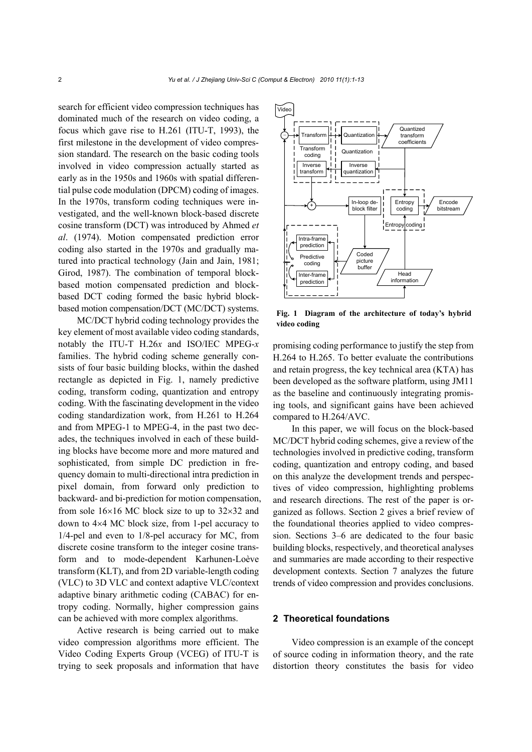search for efficient video compression techniques has dominated much of the research on video coding, a focus which gave rise to H.261 (ITU-T, 1993), the first milestone in the development of video compression standard. The research on the basic coding tools involved in video compression actually started as early as in the 1950s and 1960s with spatial differential pulse code modulation (DPCM) coding of images. In the 1970s, transform coding techniques were investigated, and the well-known block-based discrete cosine transform (DCT) was introduced by Ahmed *et al*. (1974). Motion compensated prediction error coding also started in the 1970s and gradually matured into practical technology (Jain and Jain, 1981; Girod, 1987). The combination of temporal block-based motion compensated prediction and block-based DCT coding formed the basic hybrid block-based motion compensation/DCT (MC/DCT) systems.

MC/DCT hybrid coding technology provides the key element of most available video coding standards, notably the ITU-T H.26*x* and ISO/IEC MPEG-*x* families. The hybrid coding scheme generally consists of four basic building blocks, within the dashed rectangle as depicted in Fig. 1, namely predictive coding, transform coding, quantization and entropy coding. With the fascinating development in the video coding standardization work, from H.261 to H.264 and from MPEG-1 to MPEG-4, in the past two decades, the techniques involved in each of these building blocks have become more and more matured and sophisticated, from simple DC prediction in frequency domain to multi-directional intra prediction in pixel domain, from forward only prediction to backward- and bi-prediction for motion compensation, from sole 16×16 MC block size to up to 32×32 and down to 4×4 MC block size, from 1-pel accuracy to 1/4-pel and even to 1/8-pel accuracy for MC, from discrete cosine transform to the integer cosine transform and to mode-dependent Karhunen-Loève transform (KLT), and from 2D variable-length coding (VLC) to 3D VLC and context adaptive VLC/context adaptive binary arithmetic coding (CABAC) for entropy coding. Normally, higher compression gains can be achieved with more complex algorithms.

Active research is being carried out to make video compression algorithms more efficient. The Video Coding Experts Group (VCEG) of ITU-T is trying to seek proposals and information that have promising coding performance to justify the step from H.264 to H.265. To better evaluate the contributions and retain progress, the key technical area (KTA) has been developed as the software platform, using JM11 as the baseline and continuously integrating promising tools, and significant gains have been achieved compared to H.264/AVC.

**Fig. 1 Diagram of the architecture of today's hybrid video coding**

In this paper, we will focus on the block-based MC/DCT hybrid coding schemes, give a review of the technologies involved in predictive coding, transform coding, quantization and entropy coding, and based on this analyze the development trends and perspectives of video compression, highlighting problems and research directions. The rest of the paper is organized as follows. Section 2 gives a brief review of the foundational theories applied to video compression. Sections 3–6 are dedicated to the four basic building blocks, respectively, and theoretical analyses and summaries are made according to their respective development contexts. Section 7 analyzes the future trends of video compression and provides conclusions.

## 2 Theoretical foundations

Video compression is an example of the concept of source coding in information theory, and the rate distortion theory constitutes the basis for video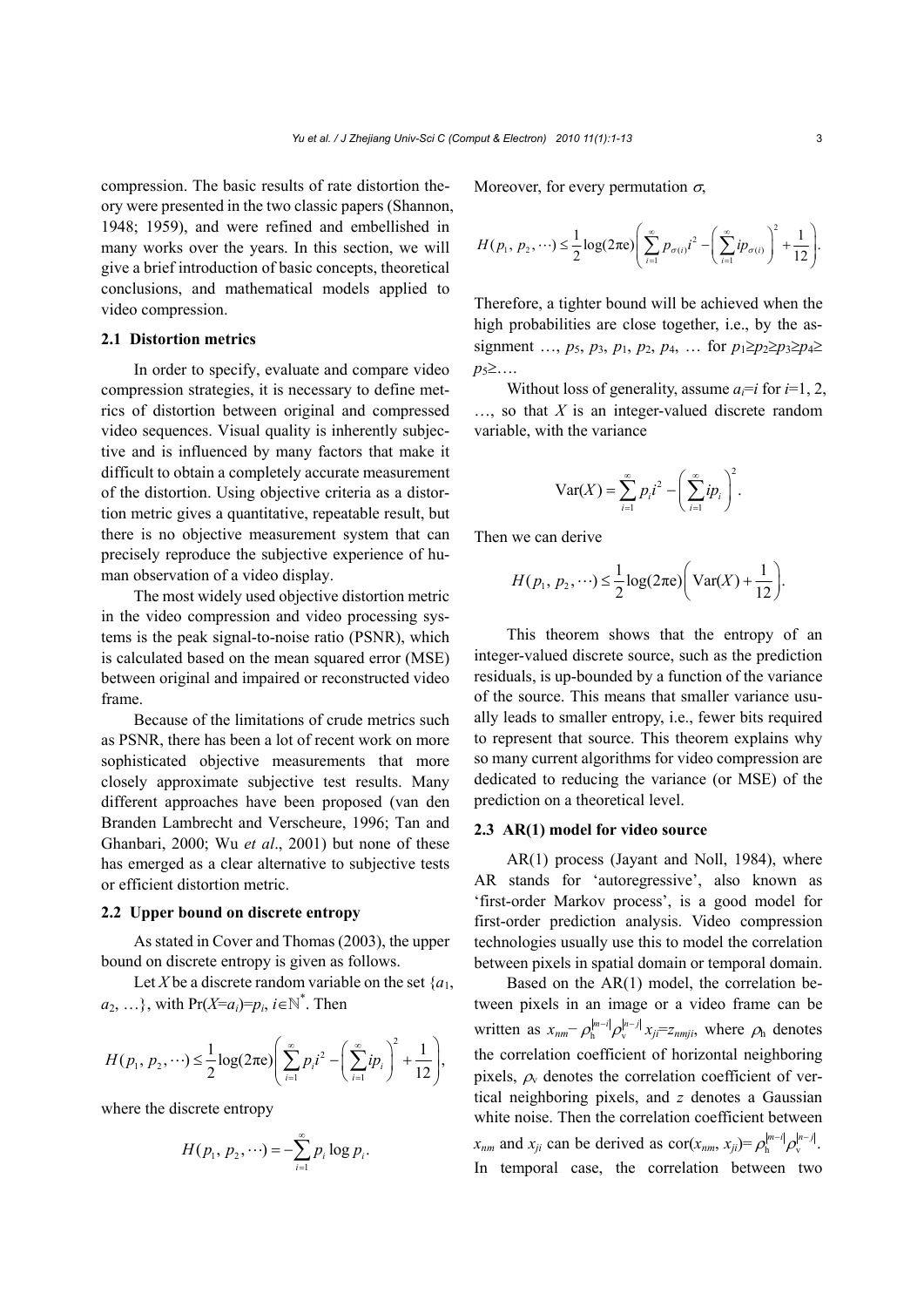compression. The basic results of rate distortion theory were presented in the two classic papers (Shannon, 1948; 1959), and were refined and embellished in many works over the years. In this section, we will give a brief introduction of basic concepts, theoretical conclusions, and mathematical models applied to video compression.

### 2.1 Distortion metrics

In order to specify, evaluate and compare video compression strategies, it is necessary to define metrics of distortion between original and compressed video sequences. Visual quality is inherently subjective and is influenced by many factors that make it difficult to obtain a completely accurate measurement of the distortion. Using objective criteria as a distortion metric gives a quantitative, repeatable result, but there is no objective measurement system that can precisely reproduce the subjective experience of human observation of a video display.

The most widely used objective distortion metric in the video compression and video processing systems is the peak signal-to-noise ratio (PSNR), which is calculated based on the mean squared error (MSE) between original and impaired or reconstructed video frame.

Because of the limitations of crude metrics such as PSNR, there has been a lot of recent work on more sophisticated objective measurements that more closely approximate subjective test results. Many different approaches have been proposed (van den Branden Lambrecht and Verscheure, 1996; Tan and Ghanbari, 2000; Wu *et al*., 2001) but none of these has emerged as a clear alternative to subjective tests or efficient distortion metric.

### 2.2 Upper bound on discrete entropy

As stated in Cover and Thomas (2003), the upper bound on discrete entropy is given as follows.

Let $X$ be a discrete random variable on the set $\{a_1, a_2, \ldots\}$, with $\Pr(X=a_i)=p_i$, $i\in\mathbb{N}^*$. Then

$$H(p_1, p_2, \cdots) \leq \frac{1}{2}\log(2\pi e)\left(\sum_{i=1}^{\infty} p_i i^2 - \left(\sum_{i=1}^{\infty} i p_i\right)^2 + \frac{1}{12}\right),$$

where the discrete entropy

$$H(p_1, p_2, \cdots) = -\sum_{i=1}^{\infty} p_i \log p_i.$$

Moreover, for every permutation $\sigma$,

$$H(p_1, p_2, \cdots) \leq \frac{1}{2}\log(2\pi e)\left(\sum_{i=1}^{\infty} p_{\sigma(i)} i^2 - \left(\sum_{i=1}^{\infty} i p_{\sigma(i)}\right)^2 + \frac{1}{12}\right).$$

Therefore, a tighter bound will be achieved when the high probabilities are close together, i.e., by the assignment …, $p_5$, $p_3$, $p_1$, $p_2$, $p_4$, … for $p_1\geq p_2\geq p_3\geq p_4\geq p_5\geq\ldots$.

Without loss of generality, assume $a_i=i$ for $i=1, 2, \ldots$, so that $X$ is an integer-valued discrete random variable, with the variance

$$\mathrm{Var}(X) = \sum_{i=1}^{\infty} p_i i^2 - \left(\sum_{i=1}^{\infty} i p_i\right)^2.$$

Then we can derive

$$H(p_1, p_2, \cdots) \leq \frac{1}{2}\log(2\pi e)\left(\mathrm{Var}(X) + \frac{1}{12}\right).$$

This theorem shows that the entropy of an integer-valued discrete source, such as the prediction residuals, is up-bounded by a function of the variance of the source. This means that smaller variance usually leads to smaller entropy, i.e., fewer bits required to represent that source. This theorem explains why so many current algorithms for video compression are dedicated to reducing the variance (or MSE) of the prediction on a theoretical level.

### 2.3 AR(1) model for video source

AR(1) process (Jayant and Noll, 1984), where AR stands for 'autoregressive', also known as 'first-order Markov process', is a good model for first-order prediction analysis. Video compression technologies usually use this to model the correlation between pixels in spatial domain or temporal domain.

Based on the AR(1) model, the correlation between pixels in an image or a video frame can be written as $x_{nm}-\rho_{\mathrm{h}}^{|m-i|}\rho_{\mathrm{v}}^{|n-j|}x_{ji}=z_{nmji}$, where $\rho_{\mathrm{h}}$ denotes the correlation coefficient of horizontal neighboring pixels, $\rho_{\mathrm{v}}$ denotes the correlation coefficient of vertical neighboring pixels, and $z$ denotes a Gaussian white noise. Then the correlation coefficient between $x_{nm}$ and $x_{ji}$ can be derived as $\mathrm{cor}(x_{nm}, x_{ji})=\rho_{\mathrm{h}}^{|m-i|}\rho_{\mathrm{v}}^{|n-j|}$. In temporal case, the correlation between two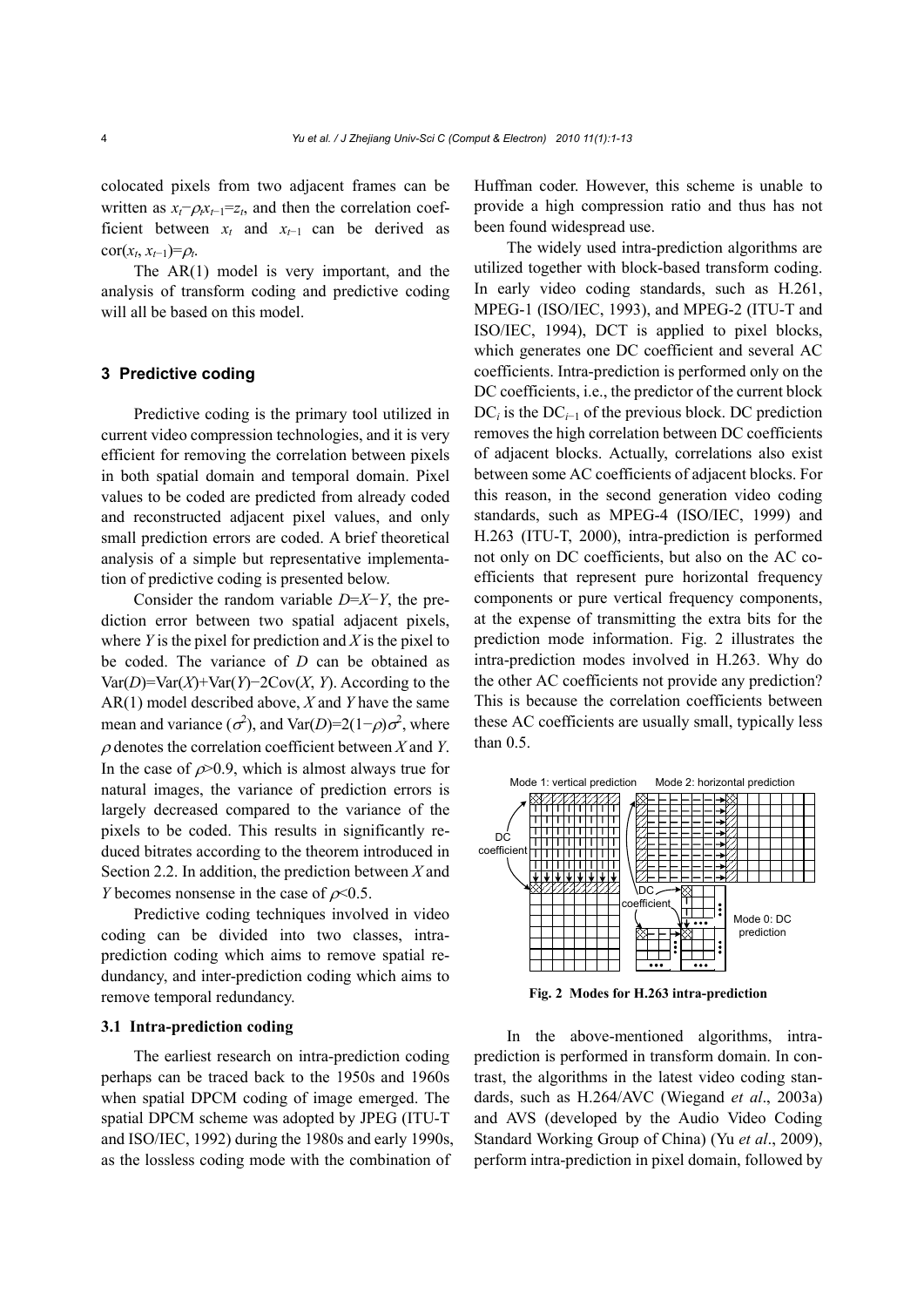colocated pixels from two adjacent frames can be written as $x_t-\rho_t x_{t-1}=z_t$, and then the correlation coefficient between $x_t$ and $x_{t-1}$ can be derived as $\text{cor}(x_t, x_{t-1})=\rho_t$.

The AR(1) model is very important, and the analysis of transform coding and predictive coding will all be based on this model.

## 3 Predictive coding

Predictive coding is the primary tool utilized in current video compression technologies, and it is very efficient for removing the correlation between pixels in both spatial domain and temporal domain. Pixel values to be coded are predicted from already coded and reconstructed adjacent pixel values, and only small prediction errors are coded. A brief theoretical analysis of a simple but representative implementation of predictive coding is presented below.

Consider the random variable $D=X-Y$, the prediction error between two spatial adjacent pixels, where $Y$ is the pixel for prediction and $X$ is the pixel to be coded. The variance of $D$ can be obtained as $\text{Var}(D)=\text{Var}(X)+\text{Var}(Y)-2\text{Cov}(X, Y)$. According to the AR(1) model described above, $X$ and $Y$ have the same mean and variance ($\sigma^2$), and $\text{Var}(D)=2(1-\rho)\sigma^2$, where $\rho$ denotes the correlation coefficient between $X$ and $Y$. In the case of $\rho>0.9$, which is almost always true for natural images, the variance of prediction errors is largely decreased compared to the variance of the pixels to be coded. This results in significantly reduced bitrates according to the theorem introduced in Section 2.2. In addition, the prediction between $X$ and $Y$ becomes nonsense in the case of $\rho<0.5$.

Predictive coding techniques involved in video coding can be divided into two classes, intra-prediction coding which aims to remove spatial redundancy, and inter-prediction coding which aims to remove temporal redundancy.

### 3.1 Intra-prediction coding

The earliest research on intra-prediction coding perhaps can be traced back to the 1950s and 1960s when spatial DPCM coding of image emerged. The spatial DPCM scheme was adopted by JPEG (ITU-T and ISO/IEC, 1992) during the 1980s and early 1990s, as the lossless coding mode with the combination of Huffman coder. However, this scheme is unable to provide a high compression ratio and thus has not been found widespread use.

The widely used intra-prediction algorithms are utilized together with block-based transform coding. In early video coding standards, such as H.261, MPEG-1 (ISO/IEC, 1993), and MPEG-2 (ITU-T and ISO/IEC, 1994), DCT is applied to pixel blocks, which generates one DC coefficient and several AC coefficients. Intra-prediction is performed only on the DC coefficients, i.e., the predictor of the current block $\text{DC}_i$ is the $\text{DC}_{i-1}$ of the previous block. DC prediction removes the high correlation between DC coefficients of adjacent blocks. Actually, correlations also exist between some AC coefficients of adjacent blocks. For this reason, in the second generation video coding standards, such as MPEG-4 (ISO/IEC, 1999) and H.263 (ITU-T, 2000), intra-prediction is performed not only on DC coefficients, but also on the AC coefficients that represent pure horizontal frequency components or pure vertical frequency components, at the expense of transmitting the extra bits for the prediction mode information. Fig. 2 illustrates the intra-prediction modes involved in H.263. Why do the other AC coefficients not provide any prediction? This is because the correlation coefficients between these AC coefficients are usually small, typically less than 0.5.

**Fig. 2 Modes for H.263 intra-prediction**

In the above-mentioned algorithms, intra-prediction is performed in transform domain. In contrast, the algorithms in the latest video coding standards, such as H.264/AVC (Wiegand *et al*., 2003a) and AVS (developed by the Audio Video Coding Standard Working Group of China) (Yu *et al*., 2009), perform intra-prediction in pixel domain, followed by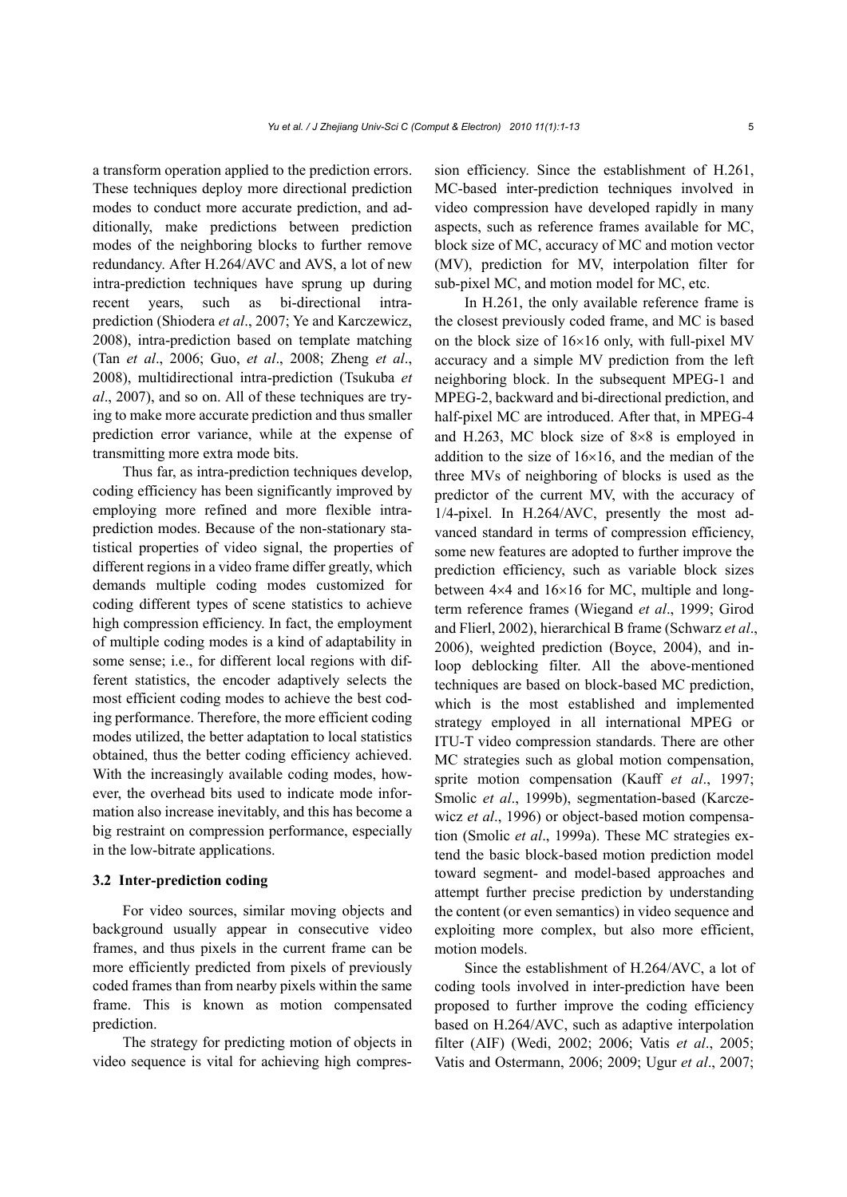a transform operation applied to the prediction errors. These techniques deploy more directional prediction modes to conduct more accurate prediction, and additionally, make predictions between prediction modes of the neighboring blocks to further remove redundancy. After H.264/AVC and AVS, a lot of new intra-prediction techniques have sprung up during recent years, such as bi-directional intra-prediction (Shiodera *et al*., 2007; Ye and Karczewicz, 2008), intra-prediction based on template matching (Tan *et al*., 2006; Guo, *et al*., 2008; Zheng *et al*., 2008), multidirectional intra-prediction (Tsukuba *et al*., 2007), and so on. All of these techniques are trying to make more accurate prediction and thus smaller prediction error variance, while at the expense of transmitting more extra mode bits.

Thus far, as intra-prediction techniques develop, coding efficiency has been significantly improved by employing more refined and more flexible intra-prediction modes. Because of the non-stationary statistical properties of video signal, the properties of different regions in a video frame differ greatly, which demands multiple coding modes customized for coding different types of scene statistics to achieve high compression efficiency. In fact, the employment of multiple coding modes is a kind of adaptability in some sense; i.e., for different local regions with different statistics, the encoder adaptively selects the most efficient coding modes to achieve the best coding performance. Therefore, the more efficient coding modes utilized, the better adaptation to local statistics obtained, thus the better coding efficiency achieved. With the increasingly available coding modes, however, the overhead bits used to indicate mode information also increase inevitably, and this has become a big restraint on compression performance, especially in the low-bitrate applications.

### 3.2 Inter-prediction coding

For video sources, similar moving objects and background usually appear in consecutive video frames, and thus pixels in the current frame can be more efficiently predicted from pixels of previously coded frames than from nearby pixels within the same frame. This is known as motion compensated prediction.

The strategy for predicting motion of objects in video sequence is vital for achieving high compression efficiency. Since the establishment of H.261, MC-based inter-prediction techniques involved in video compression have developed rapidly in many aspects, such as reference frames available for MC, block size of MC, accuracy of MC and motion vector (MV), prediction for MV, interpolation filter for sub-pixel MC, and motion model for MC, etc.

In H.261, the only available reference frame is the closest previously coded frame, and MC is based on the block size of 16×16 only, with full-pixel MV accuracy and a simple MV prediction from the left neighboring block. In the subsequent MPEG-1 and MPEG-2, backward and bi-directional prediction, and half-pixel MC are introduced. After that, in MPEG-4 and H.263, MC block size of 8×8 is employed in addition to the size of 16×16, and the median of the three MVs of neighboring of blocks is used as the predictor of the current MV, with the accuracy of 1/4-pixel. In H.264/AVC, presently the most advanced standard in terms of compression efficiency, some new features are adopted to further improve the prediction efficiency, such as variable block sizes between 4×4 and 16×16 for MC, multiple and long-term reference frames (Wiegand *et al*., 1999; Girod and Flierl, 2002), hierarchical B frame (Schwarz *et al*., 2006), weighted prediction (Boyce, 2004), and in-loop deblocking filter. All the above-mentioned techniques are based on block-based MC prediction, which is the most established and implemented strategy employed in all international MPEG or ITU-T video compression standards. There are other MC strategies such as global motion compensation, sprite motion compensation (Kauff *et al*., 1997; Smolic *et al*., 1999b), segmentation-based (Karczewicz *et al*., 1996) or object-based motion compensation (Smolic *et al*., 1999a). These MC strategies extend the basic block-based motion prediction model toward segment- and model-based approaches and attempt further precise prediction by understanding the content (or even semantics) in video sequence and exploiting more complex, but also more efficient, motion models.

Since the establishment of H.264/AVC, a lot of coding tools involved in inter-prediction have been proposed to further improve the coding efficiency based on H.264/AVC, such as adaptive interpolation filter (AIF) (Wedi, 2002; 2006; Vatis *et al*., 2005; Vatis and Ostermann, 2006; 2009; Ugur *et al*., 2007;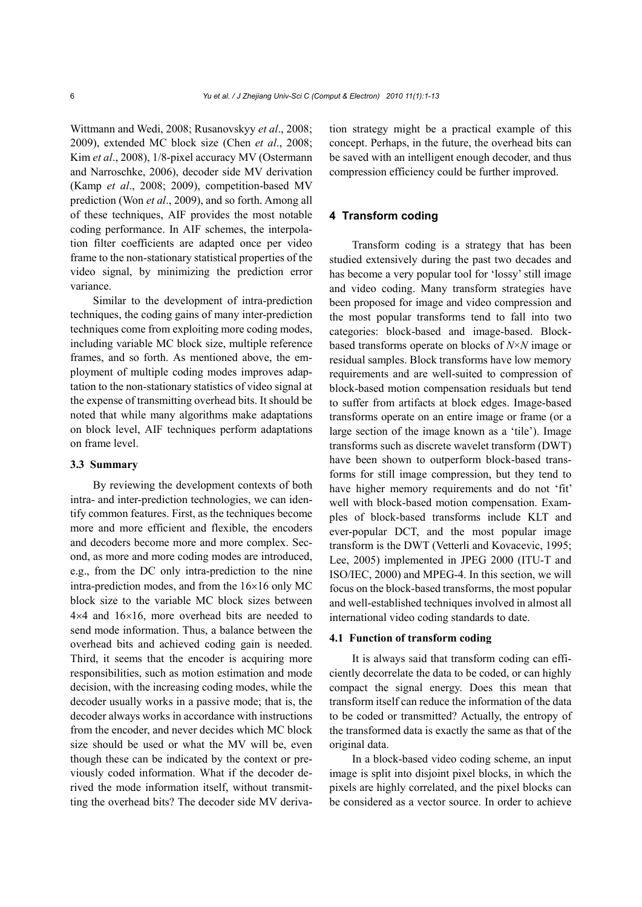Wittmann and Wedi, 2008; Rusanovskyy *et al*., 2008; 2009), extended MC block size (Chen *et al*., 2008; Kim *et al*., 2008), 1/8-pixel accuracy MV (Ostermann and Narroschke, 2006), decoder side MV derivation (Kamp *et al*., 2008; 2009), competition-based MV prediction (Won *et al*., 2009), and so forth. Among all of these techniques, AIF provides the most notable coding performance. In AIF schemes, the interpolation filter coefficients are adapted once per video frame to the non-stationary statistical properties of the video signal, by minimizing the prediction error variance.

Similar to the development of intra-prediction techniques, the coding gains of many inter-prediction techniques come from exploiting more coding modes, including variable MC block size, multiple reference frames, and so forth. As mentioned above, the employment of multiple coding modes improves adaptation to the non-stationary statistics of video signal at the expense of transmitting overhead bits. It should be noted that while many algorithms make adaptations on block level, AIF techniques perform adaptations on frame level.

### 3.3 Summary

By reviewing the development contexts of both intra- and inter-prediction technologies, we can identify common features. First, as the techniques become more and more efficient and flexible, the encoders and decoders become more and more complex. Second, as more and more coding modes are introduced, e.g., from the DC only intra-prediction to the nine intra-prediction modes, and from the 16×16 only MC block size to the variable MC block sizes between 4×4 and 16×16, more overhead bits are needed to send mode information. Thus, a balance between the overhead bits and achieved coding gain is needed. Third, it seems that the encoder is acquiring more responsibilities, such as motion estimation and mode decision, with the increasing coding modes, while the decoder usually works in a passive mode; that is, the decoder always works in accordance with instructions from the encoder, and never decides which MC block size should be used or what the MV will be, even though these can be indicated by the context or previously coded information. What if the decoder derived the mode information itself, without transmitting the overhead bits? The decoder side MV derivation strategy might be a practical example of this concept. Perhaps, in the future, the overhead bits can be saved with an intelligent enough decoder, and thus compression efficiency could be further improved.

## 4 Transform coding

Transform coding is a strategy that has been studied extensively during the past two decades and has become a very popular tool for 'lossy' still image and video coding. Many transform strategies have been proposed for image and video compression and the most popular transforms tend to fall into two categories: block-based and image-based. Block-based transforms operate on blocks of $N\times N$ image or residual samples. Block transforms have low memory requirements and are well-suited to compression of block-based motion compensation residuals but tend to suffer from artifacts at block edges. Image-based transforms operate on an entire image or frame (or a large section of the image known as a 'tile'). Image transforms such as discrete wavelet transform (DWT) have been shown to outperform block-based transforms for still image compression, but they tend to have higher memory requirements and do not 'fit' well with block-based motion compensation. Examples of block-based transforms include KLT and ever-popular DCT, and the most popular image transform is the DWT (Vetterli and Kovacevic, 1995; Lee, 2005) implemented in JPEG 2000 (ITU-T and ISO/IEC, 2000) and MPEG-4. In this section, we will focus on the block-based transforms, the most popular and well-established techniques involved in almost all international video coding standards to date.

### 4.1 Function of transform coding

It is always said that transform coding can efficiently decorrelate the data to be coded, or can highly compact the signal energy. Does this mean that transform itself can reduce the information of the data to be coded or transmitted? Actually, the entropy of the transformed data is exactly the same as that of the original data.

In a block-based video coding scheme, an input image is split into disjoint pixel blocks, in which the pixels are highly correlated, and the pixel blocks can be considered as a vector source. In order to achieve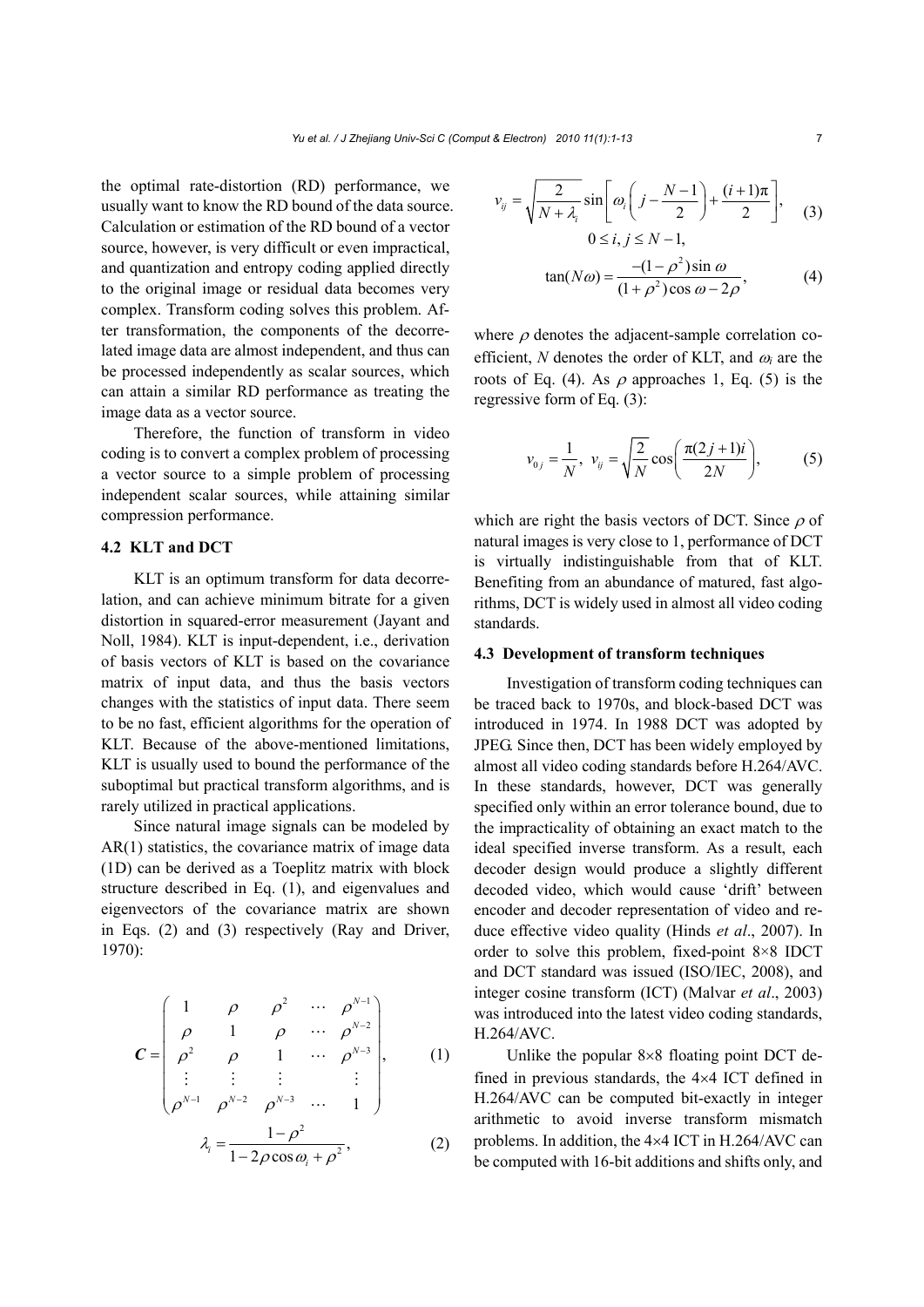the optimal rate-distortion (RD) performance, we usually want to know the RD bound of the data source. Calculation or estimation of the RD bound of a vector source, however, is very difficult or even impractical, and quantization and entropy coding applied directly to the original image or residual data becomes very complex. Transform coding solves this problem. After transformation, the components of the decorrelated image data are almost independent, and thus can be processed independently as scalar sources, which can attain a similar RD performance as treating the image data as a vector source.

Therefore, the function of transform in video coding is to convert a complex problem of processing a vector source to a simple problem of processing independent scalar sources, while attaining similar compression performance.

### 4.2 KLT and DCT

KLT is an optimum transform for data decorrelation, and can achieve minimum bitrate for a given distortion in squared-error measurement (Jayant and Noll, 1984). KLT is input-dependent, i.e., derivation of basis vectors of KLT is based on the covariance matrix of input data, and thus the basis vectors changes with the statistics of input data. There seem to be no fast, efficient algorithms for the operation of KLT. Because of the above-mentioned limitations, KLT is usually used to bound the performance of the suboptimal but practical transform algorithms, and is rarely utilized in practical applications.

Since natural image signals can be modeled by AR(1) statistics, the covariance matrix of image data (1D) can be derived as a Toeplitz matrix with block structure described in Eq. (1), and eigenvalues and eigenvectors of the covariance matrix are shown in Eqs. (2) and (3) respectively (Ray and Driver, 1970):

$$\boldsymbol{C}=\begin{pmatrix} 1 & \rho & \rho^2 & \cdots & \rho^{N-1} \\ \rho & 1 & \rho & \cdots & \rho^{N-2} \\ \rho^2 & \rho & 1 & \cdots & \rho^{N-3} \\ \vdots & \vdots & \vdots & & \vdots \\ \rho^{N-1} & \rho^{N-2} & \rho^{N-3} & \cdots & 1 \end{pmatrix}, \tag{1}$$

$$\lambda_i=\frac{1-\rho^2}{1-2\rho\cos\omega_i+\rho^2}, \tag{2}$$

$$v_{ij}=\sqrt{\frac{2}{N+\lambda_i}}\sin\left[\omega_i\left(j-\frac{N-1}{2}\right)+\frac{(i+1)\pi}{2}\right], \tag{3}$$

$$0\le i, j\le N-1,$$

$$\tan(N\omega)=\frac{-(1-\rho^2)\sin\omega}{(1+\rho^2)\cos\omega-2\rho}, \tag{4}$$

where $\rho$ denotes the adjacent-sample correlation coefficient, $N$ denotes the order of KLT, and $\omega_i$ are the roots of Eq. (4). As $\rho$ approaches 1, Eq. (5) is the regressive form of Eq. (3):

$$v_{0j}=\frac{1}{N},\ v_{ij}=\sqrt{\frac{2}{N}}\cos\left(\frac{\pi(2j+1)i}{2N}\right), \tag{5}$$

which are right the basis vectors of DCT. Since $\rho$ of natural images is very close to 1, performance of DCT is virtually indistinguishable from that of KLT. Benefiting from an abundance of matured, fast algorithms, DCT is widely used in almost all video coding standards.

### 4.3 Development of transform techniques

Investigation of transform coding techniques can be traced back to 1970s, and block-based DCT was introduced in 1974. In 1988 DCT was adopted by JPEG. Since then, DCT has been widely employed by almost all video coding standards before H.264/AVC. In these standards, however, DCT was generally specified only within an error tolerance bound, due to the impracticality of obtaining an exact match to the ideal specified inverse transform. As a result, each decoder design would produce a slightly different decoded video, which would cause 'drift' between encoder and decoder representation of video and reduce effective video quality (Hinds *et al*., 2007). In order to solve this problem, fixed-point 8×8 IDCT and DCT standard was issued (ISO/IEC, 2008), and integer cosine transform (ICT) (Malvar *et al*., 2003) was introduced into the latest video coding standards, H.264/AVC.

Unlike the popular 8×8 floating point DCT defined in previous standards, the 4×4 ICT defined in H.264/AVC can be computed bit-exactly in integer arithmetic to avoid inverse transform mismatch problems. In addition, the 4×4 ICT in H.264/AVC can be computed with 16-bit additions and shifts only, and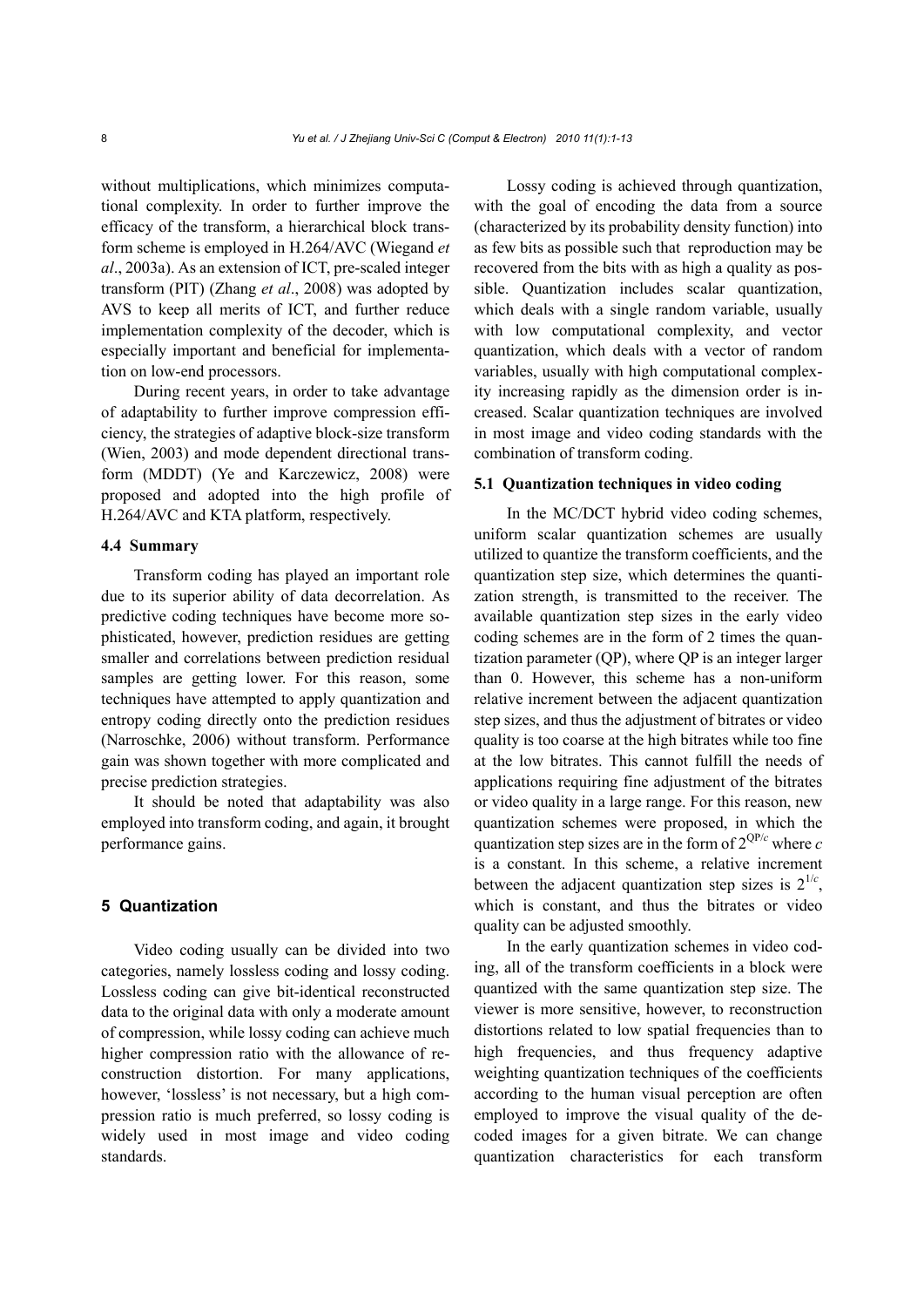without multiplications, which minimizes computational complexity. In order to further improve the efficacy of the transform, a hierarchical block transform scheme is employed in H.264/AVC (Wiegand *et al*., 2003a). As an extension of ICT, pre-scaled integer transform (PIT) (Zhang *et al*., 2008) was adopted by AVS to keep all merits of ICT, and further reduce implementation complexity of the decoder, which is especially important and beneficial for implementation on low-end processors.

During recent years, in order to take advantage of adaptability to further improve compression efficiency, the strategies of adaptive block-size transform (Wien, 2003) and mode dependent directional transform (MDDT) (Ye and Karczewicz, 2008) were proposed and adopted into the high profile of H.264/AVC and KTA platform, respectively.

### 4.4 Summary

Transform coding has played an important role due to its superior ability of data decorrelation. As predictive coding techniques have become more sophisticated, however, prediction residues are getting smaller and correlations between prediction residual samples are getting lower. For this reason, some techniques have attempted to apply quantization and entropy coding directly onto the prediction residues (Narroschke, 2006) without transform. Performance gain was shown together with more complicated and precise prediction strategies.

It should be noted that adaptability was also employed into transform coding, and again, it brought performance gains.

## 5 Quantization

Video coding usually can be divided into two categories, namely lossless coding and lossy coding. Lossless coding can give bit-identical reconstructed data to the original data with only a moderate amount of compression, while lossy coding can achieve much higher compression ratio with the allowance of reconstruction distortion. For many applications, however, 'lossless' is not necessary, but a high compression ratio is much preferred, so lossy coding is widely used in most image and video coding standards.

Lossy coding is achieved through quantization, with the goal of encoding the data from a source (characterized by its probability density function) into as few bits as possible such that reproduction may be recovered from the bits with as high a quality as possible. Quantization includes scalar quantization, which deals with a single random variable, usually with low computational complexity, and vector quantization, which deals with a vector of random variables, usually with high computational complexity increasing rapidly as the dimension order is increased. Scalar quantization techniques are involved in most image and video coding standards with the combination of transform coding.

### 5.1 Quantization techniques in video coding

In the MC/DCT hybrid video coding schemes, uniform scalar quantization schemes are usually utilized to quantize the transform coefficients, and the quantization step size, which determines the quantization strength, is transmitted to the receiver. The available quantization step sizes in the early video coding schemes are in the form of 2 times the quantization parameter (QP), where QP is an integer larger than 0. However, this scheme has a non-uniform relative increment between the adjacent quantization step sizes, and thus the adjustment of bitrates or video quality is too coarse at the high bitrates while too fine at the low bitrates. This cannot fulfill the needs of applications requiring fine adjustment of the bitrates or video quality in a large range. For this reason, new quantization schemes were proposed, in which the quantization step sizes are in the form of $2^{\mathrm{QP}/c}$ where $c$ is a constant. In this scheme, a relative increment between the adjacent quantization step sizes is $2^{1/c}$, which is constant, and thus the bitrates or video quality can be adjusted smoothly.

In the early quantization schemes in video coding, all of the transform coefficients in a block were quantized with the same quantization step size. The viewer is more sensitive, however, to reconstruction distortions related to low spatial frequencies than to high frequencies, and thus frequency adaptive weighting quantization techniques of the coefficients according to the human visual perception are often employed to improve the visual quality of the decoded images for a given bitrate. We can change quantization characteristics for each transform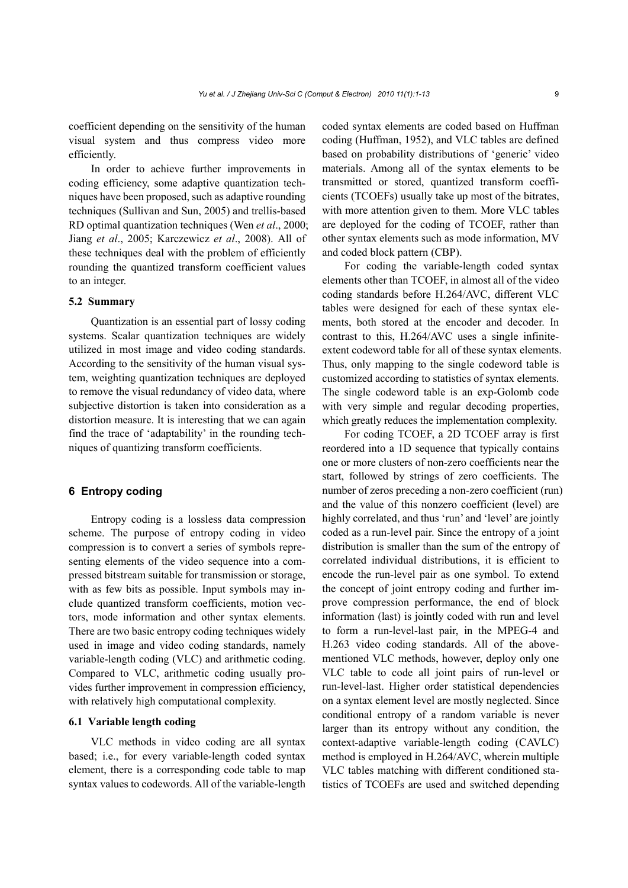coefficient depending on the sensitivity of the human visual system and thus compress video more efficiently.

In order to achieve further improvements in coding efficiency, some adaptive quantization techniques have been proposed, such as adaptive rounding techniques (Sullivan and Sun, 2005) and trellis-based RD optimal quantization techniques (Wen *et al*., 2000; Jiang *et al*., 2005; Karczewicz *et al*., 2008). All of these techniques deal with the problem of efficiently rounding the quantized transform coefficient values to an integer.

### 5.2 Summary

Quantization is an essential part of lossy coding systems. Scalar quantization techniques are widely utilized in most image and video coding standards. According to the sensitivity of the human visual system, weighting quantization techniques are deployed to remove the visual redundancy of video data, where subjective distortion is taken into consideration as a distortion measure. It is interesting that we can again find the trace of 'adaptability' in the rounding techniques of quantizing transform coefficients.

## 6 Entropy coding

Entropy coding is a lossless data compression scheme. The purpose of entropy coding in video compression is to convert a series of symbols representing elements of the video sequence into a compressed bitstream suitable for transmission or storage, with as few bits as possible. Input symbols may include quantized transform coefficients, motion vectors, mode information and other syntax elements. There are two basic entropy coding techniques widely used in image and video coding standards, namely variable-length coding (VLC) and arithmetic coding. Compared to VLC, arithmetic coding usually provides further improvement in compression efficiency, with relatively high computational complexity.

### 6.1 Variable length coding

VLC methods in video coding are all syntax based; i.e., for every variable-length coded syntax element, there is a corresponding code table to map syntax values to codewords. All of the variable-length coded syntax elements are coded based on Huffman coding (Huffman, 1952), and VLC tables are defined based on probability distributions of 'generic' video materials. Among all of the syntax elements to be transmitted or stored, quantized transform coefficients (TCOEFs) usually take up most of the bitrates, with more attention given to them. More VLC tables are deployed for the coding of TCOEF, rather than other syntax elements such as mode information, MV and coded block pattern (CBP).

For coding the variable-length coded syntax elements other than TCOEF, in almost all of the video coding standards before H.264/AVC, different VLC tables were designed for each of these syntax elements, both stored at the encoder and decoder. In contrast to this, H.264/AVC uses a single infinite-extent codeword table for all of these syntax elements. Thus, only mapping to the single codeword table is customized according to statistics of syntax elements. The single codeword table is an exp-Golomb code with very simple and regular decoding properties, which greatly reduces the implementation complexity.

For coding TCOEF, a 2D TCOEF array is first reordered into a 1D sequence that typically contains one or more clusters of non-zero coefficients near the start, followed by strings of zero coefficients. The number of zeros preceding a non-zero coefficient (run) and the value of this nonzero coefficient (level) are highly correlated, and thus 'run' and 'level' are jointly coded as a run-level pair. Since the entropy of a joint distribution is smaller than the sum of the entropy of correlated individual distributions, it is efficient to encode the run-level pair as one symbol. To extend the concept of joint entropy coding and further improve compression performance, the end of block information (last) is jointly coded with run and level to form a run-level-last pair, in the MPEG-4 and H.263 video coding standards. All of the above-mentioned VLC methods, however, deploy only one VLC table to code all joint pairs of run-level or run-level-last. Higher order statistical dependencies on a syntax element level are mostly neglected. Since conditional entropy of a random variable is never larger than its entropy without any condition, the context-adaptive variable-length coding (CAVLC) method is employed in H.264/AVC, wherein multiple VLC tables matching with different conditioned statistics of TCOEFs are used and switched depending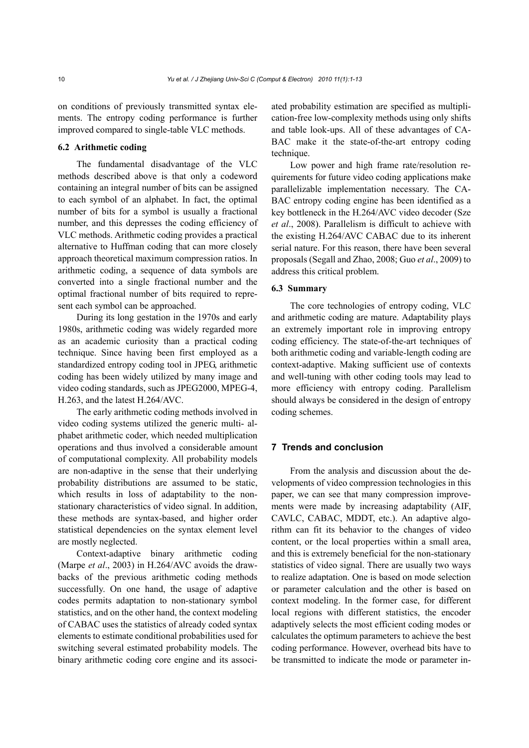on conditions of previously transmitted syntax elements. The entropy coding performance is further improved compared to single-table VLC methods.

### 6.2 Arithmetic coding

The fundamental disadvantage of the VLC methods described above is that only a codeword containing an integral number of bits can be assigned to each symbol of an alphabet. In fact, the optimal number of bits for a symbol is usually a fractional number, and this depresses the coding efficiency of VLC methods. Arithmetic coding provides a practical alternative to Huffman coding that can more closely approach theoretical maximum compression ratios. In arithmetic coding, a sequence of data symbols are converted into a single fractional number and the optimal fractional number of bits required to represent each symbol can be approached.

During its long gestation in the 1970s and early 1980s, arithmetic coding was widely regarded more as an academic curiosity than a practical coding technique. Since having been first employed as a standardized entropy coding tool in JPEG, arithmetic coding has been widely utilized by many image and video coding standards, such as JPEG2000, MPEG-4, H.263, and the latest H.264/AVC.

The early arithmetic coding methods involved in video coding systems utilized the generic multi- alphabet arithmetic coder, which needed multiplication operations and thus involved a considerable amount of computational complexity. All probability models are non-adaptive in the sense that their underlying probability distributions are assumed to be static, which results in loss of adaptability to the non-stationary characteristics of video signal. In addition, these methods are syntax-based, and higher order statistical dependencies on the syntax element level are mostly neglected.

Context-adaptive binary arithmetic coding (Marpe *et al*., 2003) in H.264/AVC avoids the drawbacks of the previous arithmetic coding methods successfully. On one hand, the usage of adaptive codes permits adaptation to non-stationary symbol statistics, and on the other hand, the context modeling of CABAC uses the statistics of already coded syntax elements to estimate conditional probabilities used for switching several estimated probability models. The binary arithmetic coding core engine and its associated probability estimation are specified as multiplication-free low-complexity methods using only shifts and table look-ups. All of these advantages of CABAC make it the state-of-the-art entropy coding technique.

Low power and high frame rate/resolution requirements for future video coding applications make parallelizable implementation necessary. The CABAC entropy coding engine has been identified as a key bottleneck in the H.264/AVC video decoder (Sze *et al*., 2008). Parallelism is difficult to achieve with the existing H.264/AVC CABAC due to its inherent serial nature. For this reason, there have been several proposals (Segall and Zhao, 2008; Guo *et al*., 2009) to address this critical problem.

### 6.3 Summary

The core technologies of entropy coding, VLC and arithmetic coding are mature. Adaptability plays an extremely important role in improving entropy coding efficiency. The state-of-the-art techniques of both arithmetic coding and variable-length coding are context-adaptive. Making sufficient use of contexts and well-tuning with other coding tools may lead to more efficiency with entropy coding. Parallelism should always be considered in the design of entropy coding schemes.

## 7 Trends and conclusion

From the analysis and discussion about the developments of video compression technologies in this paper, we can see that many compression improvements were made by increasing adaptability (AIF, CAVLC, CABAC, MDDT, etc.). An adaptive algorithm can fit its behavior to the changes of video content, or the local properties within a small area, and this is extremely beneficial for the non-stationary statistics of video signal. There are usually two ways to realize adaptation. One is based on mode selection or parameter calculation and the other is based on context modeling. In the former case, for different local regions with different statistics, the encoder adaptively selects the most efficient coding modes or calculates the optimum parameters to achieve the best coding performance. However, overhead bits have to be transmitted to indicate the mode or parameter in-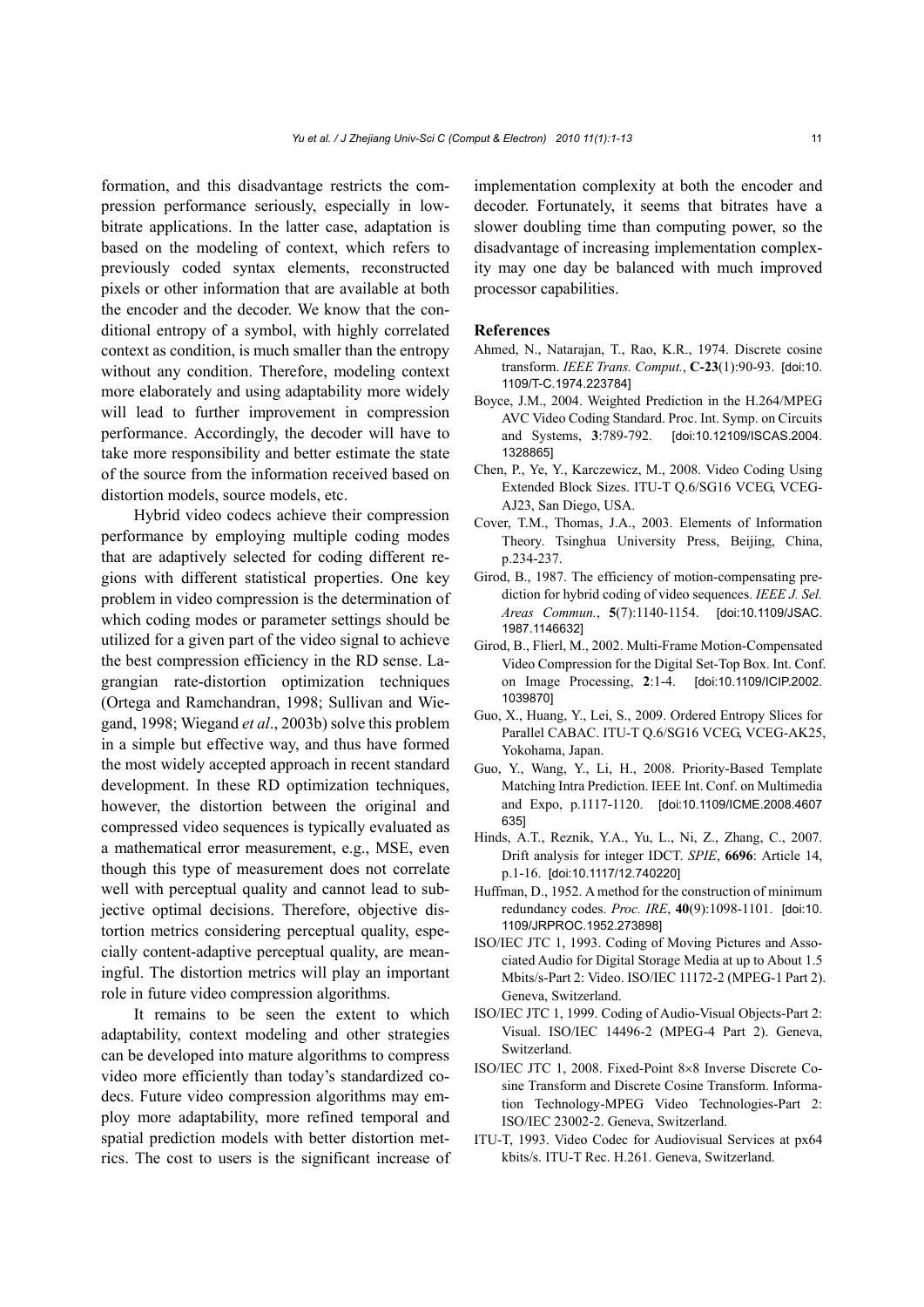formation, and this disadvantage restricts the compression performance seriously, especially in low-bitrate applications. In the latter case, adaptation is based on the modeling of context, which refers to previously coded syntax elements, reconstructed pixels or other information that are available at both the encoder and the decoder. We know that the conditional entropy of a symbol, with highly correlated context as condition, is much smaller than the entropy without any condition. Therefore, modeling context more elaborately and using adaptability more widely will lead to further improvement in compression performance. Accordingly, the decoder will have to take more responsibility and better estimate the state of the source from the information received based on distortion models, source models, etc.

Hybrid video codecs achieve their compression performance by employing multiple coding modes that are adaptively selected for coding different regions with different statistical properties. One key problem in video compression is the determination of which coding modes or parameter settings should be utilized for a given part of the video signal to achieve the best compression efficiency in the RD sense. Lagrangian rate-distortion optimization techniques (Ortega and Ramchandran, 1998; Sullivan and Wiegand, 1998; Wiegand *et al*., 2003b) solve this problem in a simple but effective way, and thus have formed the most widely accepted approach in recent standard development. In these RD optimization techniques, however, the distortion between the original and compressed video sequences is typically evaluated as a mathematical error measurement, e.g., MSE, even though this type of measurement does not correlate well with perceptual quality and cannot lead to subjective optimal decisions. Therefore, objective distortion metrics considering perceptual quality, especially content-adaptive perceptual quality, are meaningful. The distortion metrics will play an important role in future video compression algorithms.

It remains to be seen the extent to which adaptability, context modeling and other strategies can be developed into mature algorithms to compress video more efficiently than today's standardized codecs. Future video compression algorithms may employ more adaptability, more refined temporal and spatial prediction models with better distortion metrics. The cost to users is the significant increase of implementation complexity at both the encoder and decoder. Fortunately, it seems that bitrates have a slower doubling time than computing power, so the disadvantage of increasing implementation complexity may one day be balanced with much improved processor capabilities.

## References

Ahmed, N., Natarajan, T., Rao, K.R., 1974. Discrete cosine transform. *IEEE Trans. Comput.*, **C-23**(1):90-93. [doi:10.1109/T-C.1974.223784]

Boyce, J.M., 2004. Weighted Prediction in the H.264/MPEG AVC Video Coding Standard. Proc. Int. Symp. on Circuits and Systems, **3**:789-792. [doi:10.12109/ISCAS.2004.1328865]

Chen, P., Ye, Y., Karczewicz, M., 2008. Video Coding Using Extended Block Sizes. ITU-T Q.6/SG16 VCEG, VCEG-AJ23, San Diego, USA.

Cover, T.M., Thomas, J.A., 2003. Elements of Information Theory. Tsinghua University Press, Beijing, China, p.234-237.

Girod, B., 1987. The efficiency of motion-compensating prediction for hybrid coding of video sequences. *IEEE J. Sel. Areas Commun.*, **5**(7):1140-1154. [doi:10.1109/JSAC.1987.1146632]

Girod, B., Flierl, M., 2002. Multi-Frame Motion-Compensated Video Compression for the Digital Set-Top Box. Int. Conf. on Image Processing, **2**:1-4. [doi:10.1109/ICIP.2002.1039870]

Guo, X., Huang, Y., Lei, S., 2009. Ordered Entropy Slices for Parallel CABAC. ITU-T Q.6/SG16 VCEG, VCEG-AK25, Yokohama, Japan.

Guo, Y., Wang, Y., Li, H., 2008. Priority-Based Template Matching Intra Prediction. IEEE Int. Conf. on Multimedia and Expo, p.1117-1120. [doi:10.1109/ICME.2008.4607635]

Hinds, A.T., Reznik, Y.A., Yu, L., Ni, Z., Zhang, C., 2007. Drift analysis for integer IDCT. *SPIE*, **6696**: Article 14, p.1-16. [doi:10.1117/12.740220]

Huffman, D., 1952. A method for the construction of minimum redundancy codes. *Proc. IRE*, **40**(9):1098-1101. [doi:10.1109/JRPROC.1952.273898]

ISO/IEC JTC 1, 1993. Coding of Moving Pictures and Associated Audio for Digital Storage Media at up to About 1.5 Mbits/s-Part 2: Video. ISO/IEC 11172-2 (MPEG-1 Part 2). Geneva, Switzerland.

ISO/IEC JTC 1, 1999. Coding of Audio-Visual Objects-Part 2: Visual. ISO/IEC 14496-2 (MPEG-4 Part 2). Geneva, Switzerland.

ISO/IEC JTC 1, 2008. Fixed-Point 8×8 Inverse Discrete Cosine Transform and Discrete Cosine Transform. Information Technology-MPEG Video Technologies-Part 2: ISO/IEC 23002-2. Geneva, Switzerland.

ITU-T, 1993. Video Codec for Audiovisual Services at px64 kbits/s. ITU-T Rec. H.261. Geneva, Switzerland.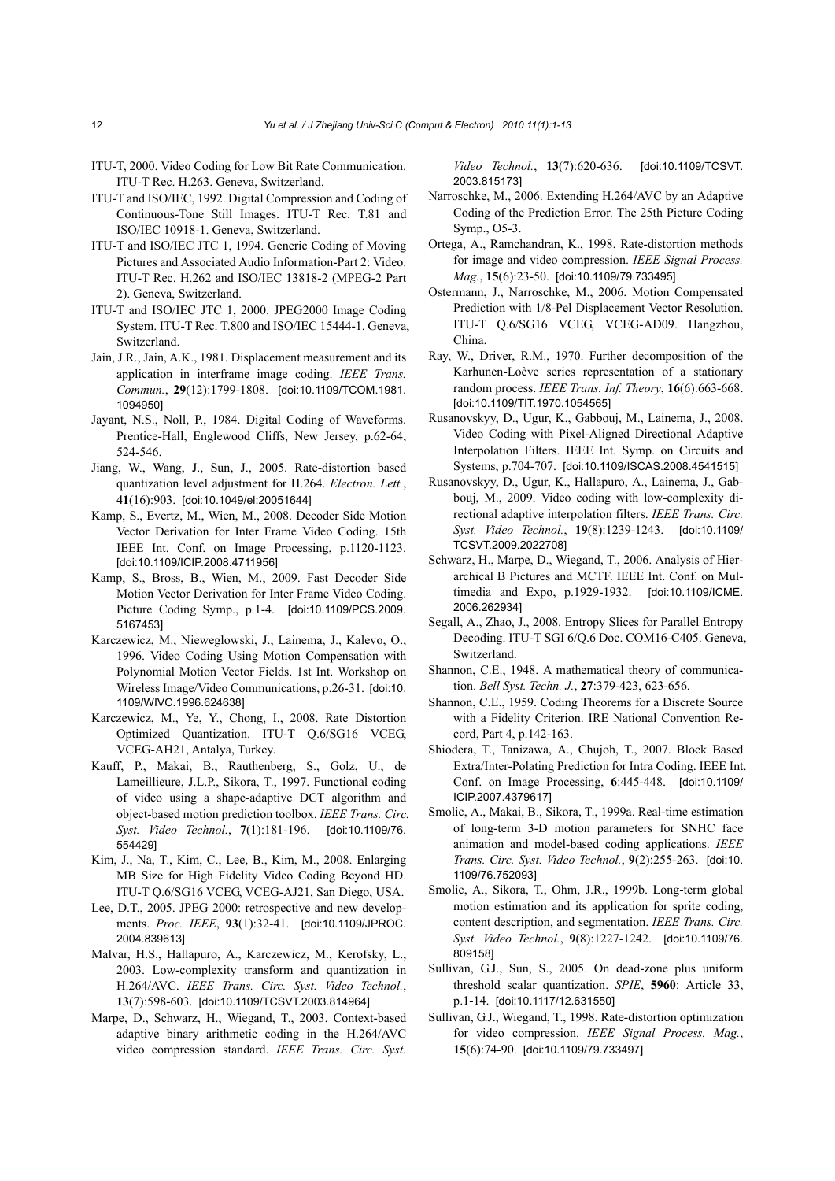ITU-T, 2000. Video Coding for Low Bit Rate Communication. ITU-T Rec. H.263. Geneva, Switzerland.

ITU-T and ISO/IEC, 1992. Digital Compression and Coding of Continuous-Tone Still Images. ITU-T Rec. T.81 and ISO/IEC 10918-1. Geneva, Switzerland.

ITU-T and ISO/IEC JTC 1, 1994. Generic Coding of Moving Pictures and Associated Audio Information-Part 2: Video. ITU-T Rec. H.262 and ISO/IEC 13818-2 (MPEG-2 Part 2). Geneva, Switzerland.

ITU-T and ISO/IEC JTC 1, 2000. JPEG2000 Image Coding System. ITU-T Rec. T.800 and ISO/IEC 15444-1. Geneva, Switzerland.

Jain, J.R., Jain, A.K., 1981. Displacement measurement and its application in interframe image coding. *IEEE Trans. Commun.*, **29**(12):1799-1808. [doi:10.1109/TCOM.1981.1094950]

Jayant, N.S., Noll, P., 1984. Digital Coding of Waveforms. Prentice-Hall, Englewood Cliffs, New Jersey, p.62-64, 524-546.

Jiang, W., Wang, J., Sun, J., 2005. Rate-distortion based quantization level adjustment for H.264. *Electron. Lett.*, **41**(16):903. [doi:10.1049/el:20051644]

Kamp, S., Evertz, M., Wien, M., 2008. Decoder Side Motion Vector Derivation for Inter Frame Video Coding. 15th IEEE Int. Conf. on Image Processing, p.1120-1123. [doi:10.1109/ICIP.2008.4711956]

Kamp, S., Bross, B., Wien, M., 2009. Fast Decoder Side Motion Vector Derivation for Inter Frame Video Coding. Picture Coding Symp., p.1-4. [doi:10.1109/PCS.2009.5167453]

Karczewicz, M., Nieweglowski, J., Lainema, J., Kalevo, O., 1996. Video Coding Using Motion Compensation with Polynomial Motion Vector Fields. 1st Int. Workshop on Wireless Image/Video Communications, p.26-31. [doi:10.1109/WIVC.1996.624638]

Karczewicz, M., Ye, Y., Chong, I., 2008. Rate Distortion Optimized Quantization. ITU-T Q.6/SG16 VCEG, VCEG-AH21, Antalya, Turkey.

Kauff, P., Makai, B., Rauthenberg, S., Golz, U., de Lameillieure, J.L.P., Sikora, T., 1997. Functional coding of video using a shape-adaptive DCT algorithm and object-based motion prediction toolbox. *IEEE Trans. Circ. Syst. Video Technol.*, **7**(1):181-196. [doi:10.1109/76.554429]

Kim, J., Na, T., Kim, C., Lee, B., Kim, M., 2008. Enlarging MB Size for High Fidelity Video Coding Beyond HD. ITU-T Q.6/SG16 VCEG, VCEG-AJ21, San Diego, USA.

Lee, D.T., 2005. JPEG 2000: retrospective and new developments. *Proc. IEEE*, **93**(1):32-41. [doi:10.1109/JPROC.2004.839613]

Malvar, H.S., Hallapuro, A., Karczewicz, M., Kerofsky, L., 2003. Low-complexity transform and quantization in H.264/AVC. *IEEE Trans. Circ. Syst. Video Technol.*, **13**(7):598-603. [doi:10.1109/TCSVT.2003.814964]

Marpe, D., Schwarz, H., Wiegand, T., 2003. Context-based adaptive binary arithmetic coding in the H.264/AVC video compression standard. *IEEE Trans. Circ. Syst. Video Technol.*, **13**(7):620-636. [doi:10.1109/TCSVT.2003.815173]

Narroschke, M., 2006. Extending H.264/AVC by an Adaptive Coding of the Prediction Error. The 25th Picture Coding Symp., O5-3.

Ortega, A., Ramchandran, K., 1998. Rate-distortion methods for image and video compression. *IEEE Signal Process. Mag.*, **15**(6):23-50. [doi:10.1109/79.733495]

Ostermann, J., Narroschke, M., 2006. Motion Compensated Prediction with 1/8-Pel Displacement Vector Resolution. ITU-T Q.6/SG16 VCEG, VCEG-AD09. Hangzhou, China.

Ray, W., Driver, R.M., 1970. Further decomposition of the Karhunen-Loève series representation of a stationary random process. *IEEE Trans. Inf. Theory*, **16**(6):663-668. [doi:10.1109/TIT.1970.1054565]

Rusanovskyy, D., Ugur, K., Gabbouj, M., Lainema, J., 2008. Video Coding with Pixel-Aligned Directional Adaptive Interpolation Filters. IEEE Int. Symp. on Circuits and Systems, p.704-707. [doi:10.1109/ISCAS.2008.4541515]

Rusanovskyy, D., Ugur, K., Hallapuro, A., Lainema, J., Gabbouj, M., 2009. Video coding with low-complexity directional adaptive interpolation filters. *IEEE Trans. Circ. Syst. Video Technol.*, **19**(8):1239-1243. [doi:10.1109/TCSVT.2009.2022708]

Schwarz, H., Marpe, D., Wiegand, T., 2006. Analysis of Hierarchical B Pictures and MCTF. IEEE Int. Conf. on Multimedia and Expo, p.1929-1932. [doi:10.1109/ICME.2006.262934]

Segall, A., Zhao, J., 2008. Entropy Slices for Parallel Entropy Decoding. ITU-T SGI 6/Q.6 Doc. COM16-C405. Geneva, Switzerland.

Shannon, C.E., 1948. A mathematical theory of communication. *Bell Syst. Techn. J.*, **27**:379-423, 623-656.

Shannon, C.E., 1959. Coding Theorems for a Discrete Source with a Fidelity Criterion. IRE National Convention Record, Part 4, p.142-163.

Shiodera, T., Tanizawa, A., Chujoh, T., 2007. Block Based Extra/Inter-Polating Prediction for Intra Coding. IEEE Int. Conf. on Image Processing, **6**:445-448. [doi:10.1109/ICIP.2007.4379617]

Smolic, A., Makai, B., Sikora, T., 1999a. Real-time estimation of long-term 3-D motion parameters for SNHC face animation and model-based coding applications. *IEEE Trans. Circ. Syst. Video Technol.*, **9**(2):255-263. [doi:10.1109/76.752093]

Smolic, A., Sikora, T., Ohm, J.R., 1999b. Long-term global motion estimation and its application for sprite coding, content description, and segmentation. *IEEE Trans. Circ. Syst. Video Technol.*, **9**(8):1227-1242. [doi:10.1109/76.809158]

Sullivan, G.J., Sun, S., 2005. On dead-zone plus uniform threshold scalar quantization. *SPIE*, **5960**: Article 33, p.1-14. [doi:10.1117/12.631550]

Sullivan, G.J., Wiegand, T., 1998. Rate-distortion optimization for video compression. *IEEE Signal Process. Mag.*, **15**(6):74-90. [doi:10.1109/79.733497]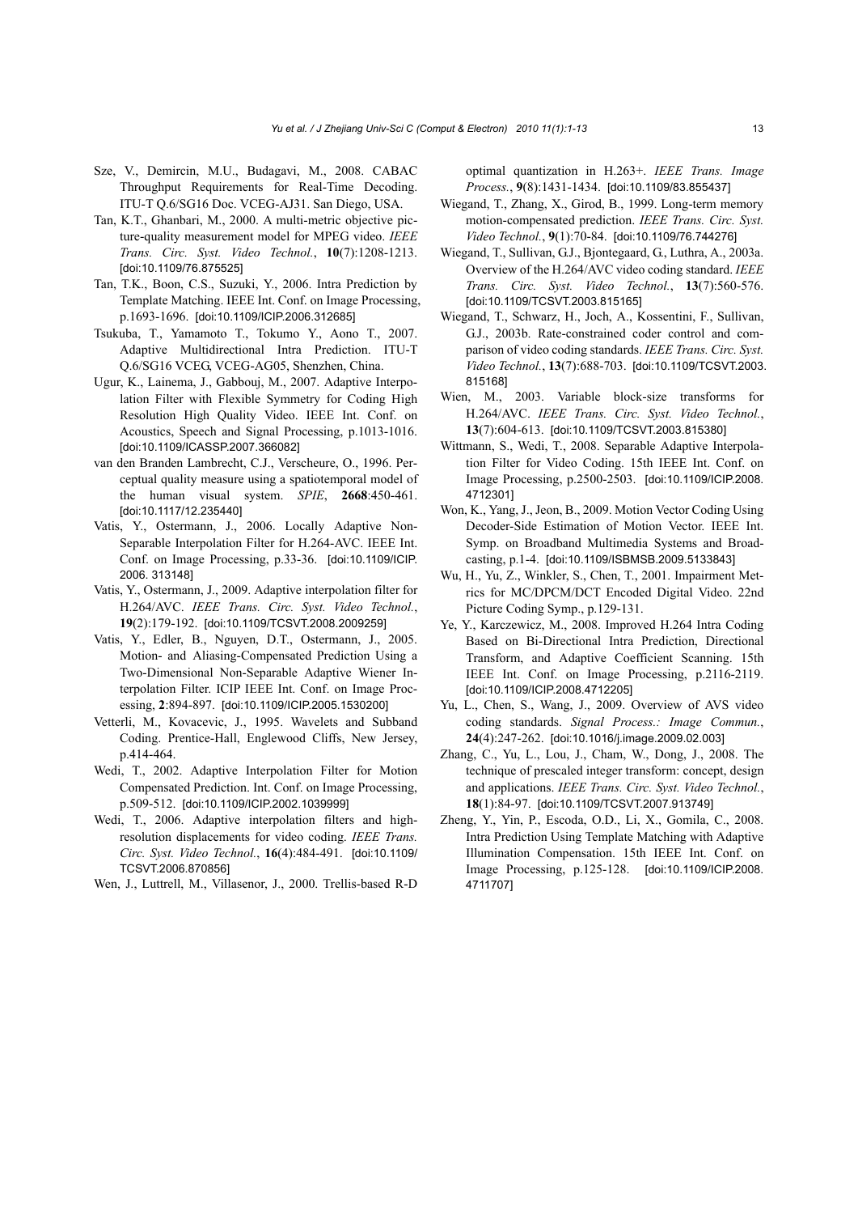Sze, V., Demircin, M.U., Budagavi, M., 2008. CABAC Throughput Requirements for Real-Time Decoding. ITU-T Q.6/SG16 Doc. VCEG-AJ31. San Diego, USA.

Tan, K.T., Ghanbari, M., 2000. A multi-metric objective picture-quality measurement model for MPEG video. *IEEE Trans. Circ. Syst. Video Technol.*, **10**(7):1208-1213. [doi:10.1109/76.875525]

Tan, T.K., Boon, C.S., Suzuki, Y., 2006. Intra Prediction by Template Matching. IEEE Int. Conf. on Image Processing, p.1693-1696. [doi:10.1109/ICIP.2006.312685]

Tsukuba, T., Yamamoto T., Tokumo Y., Aono T., 2007. Adaptive Multidirectional Intra Prediction. ITU-T Q.6/SG16 VCEG, VCEG-AG05, Shenzhen, China.

Ugur, K., Lainema, J., Gabbouj, M., 2007. Adaptive Interpolation Filter with Flexible Symmetry for Coding High Resolution High Quality Video. IEEE Int. Conf. on Acoustics, Speech and Signal Processing, p.1013-1016. [doi:10.1109/ICASSP.2007.366082]

van den Branden Lambrecht, C.J., Verscheure, O., 1996. Perceptual quality measure using a spatiotemporal model of the human visual system. *SPIE*, **2668**:450-461. [doi:10.1117/12.235440]

Vatis, Y., Ostermann, J., 2006. Locally Adaptive Non-Separable Interpolation Filter for H.264-AVC. IEEE Int. Conf. on Image Processing, p.33-36. [doi:10.1109/ICIP.2006. 313148]

Vatis, Y., Ostermann, J., 2009. Adaptive interpolation filter for H.264/AVC. *IEEE Trans. Circ. Syst. Video Technol.*, **19**(2):179-192. [doi:10.1109/TCSVT.2008.2009259]

Vatis, Y., Edler, B., Nguyen, D.T., Ostermann, J., 2005. Motion- and Aliasing-Compensated Prediction Using a Two-Dimensional Non-Separable Adaptive Wiener Interpolation Filter. ICIP IEEE Int. Conf. on Image Processing, **2**:894-897. [doi:10.1109/ICIP.2005.1530200]

Vetterli, M., Kovacevic, J., 1995. Wavelets and Subband Coding. Prentice-Hall, Englewood Cliffs, New Jersey, p.414-464.

Wedi, T., 2002. Adaptive Interpolation Filter for Motion Compensated Prediction. Int. Conf. on Image Processing, p.509-512. [doi:10.1109/ICIP.2002.1039999]

Wedi, T., 2006. Adaptive interpolation filters and high-resolution displacements for video coding. *IEEE Trans. Circ. Syst. Video Technol.*, **16**(4):484-491. [doi:10.1109/ TCSVT.2006.870856]

Wen, J., Luttrell, M., Villasenor, J., 2000. Trellis-based R-D optimal quantization in H.263+. *IEEE Trans. Image Process.*, **9**(8):1431-1434. [doi:10.1109/83.855437]

Wiegand, T., Zhang, X., Girod, B., 1999. Long-term memory motion-compensated prediction. *IEEE Trans. Circ. Syst. Video Technol.*, **9**(1):70-84. [doi:10.1109/76.744276]

Wiegand, T., Sullivan, G.J., Bjontegaard, G., Luthra, A., 2003a. Overview of the H.264/AVC video coding standard. *IEEE Trans. Circ. Syst. Video Technol.*, **13**(7):560-576. [doi:10.1109/TCSVT.2003.815165]

Wiegand, T., Schwarz, H., Joch, A., Kossentini, F., Sullivan, G.J., 2003b. Rate-constrained coder control and comparison of video coding standards. *IEEE Trans. Circ. Syst. Video Technol.*, **13**(7):688-703. [doi:10.1109/TCSVT.2003. 815168]

Wien, M., 2003. Variable block-size transforms for H.264/AVC. *IEEE Trans. Circ. Syst. Video Technol.*, **13**(7):604-613. [doi:10.1109/TCSVT.2003.815380]

Wittmann, S., Wedi, T., 2008. Separable Adaptive Interpolation Filter for Video Coding. 15th IEEE Int. Conf. on Image Processing, p.2500-2503. [doi:10.1109/ICIP.2008. 4712301]

Won, K., Yang, J., Jeon, B., 2009. Motion Vector Coding Using Decoder-Side Estimation of Motion Vector. IEEE Int. Symp. on Broadband Multimedia Systems and Broadcasting, p.1-4. [doi:10.1109/ISBMSB.2009.5133843]

Wu, H., Yu, Z., Winkler, S., Chen, T., 2001. Impairment Metrics for MC/DPCM/DCT Encoded Digital Video. 22nd Picture Coding Symp., p.129-131.

Ye, Y., Karczewicz, M., 2008. Improved H.264 Intra Coding Based on Bi-Directional Intra Prediction, Directional Transform, and Adaptive Coefficient Scanning. 15th IEEE Int. Conf. on Image Processing, p.2116-2119. [doi:10.1109/ICIP.2008.4712205]

Yu, L., Chen, S., Wang, J., 2009. Overview of AVS video coding standards. *Signal Process.: Image Commun.*, **24**(4):247-262. [doi:10.1016/j.image.2009.02.003]

Zhang, C., Yu, L., Lou, J., Cham, W., Dong, J., 2008. The technique of prescaled integer transform: concept, design and applications. *IEEE Trans. Circ. Syst. Video Technol.*, **18**(1):84-97. [doi:10.1109/TCSVT.2007.913749]

Zheng, Y., Yin, P., Escoda, O.D., Li, X., Gomila, C., 2008. Intra Prediction Using Template Matching with Adaptive Illumination Compensation. 15th IEEE Int. Conf. on Image Processing, p.125-128. [doi:10.1109/ICIP.2008. 4711707]